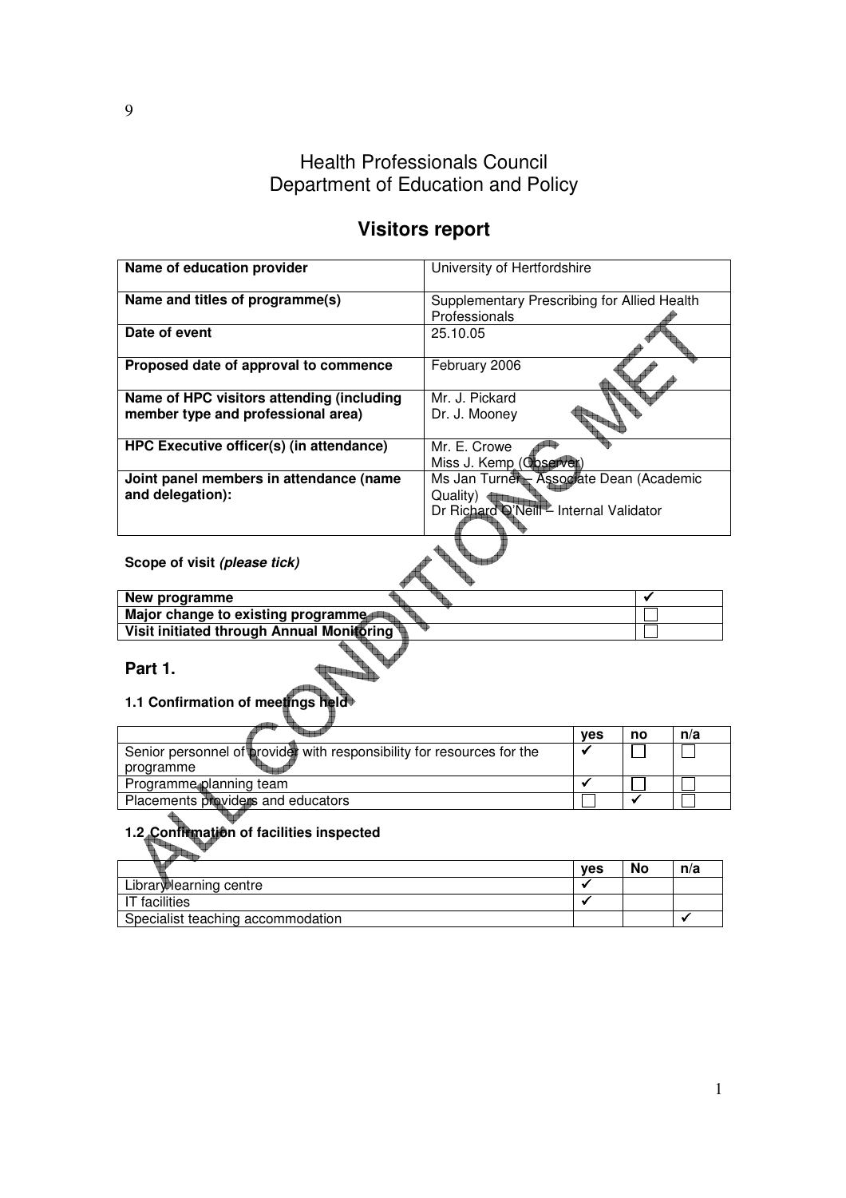# Health Professionals Council
# Department of Education and Policy

## Visitors report

| Name of education provider | University of Hertfordshire |
|---|---|
| Name and titles of programme(s) | Supplementary Prescribing for Allied Health Professionals |
| Date of event | 25.10.05 |
| Proposed date of approval to commence | February 2006 |
| Name of HPC visitors attending (including member type and professional area) | Mr. J. Pickard<br>Dr. J. Mooney |
| HPC Executive officer(s) (in attendance) | Mr. E. Crowe<br>Miss J. Kemp (Observer) |
| Joint panel members in attendance (name and delegation): | Ms Jan Turner – Associate Dean (Academic Quality)<br>Dr Richard O'Neill – Internal Validator |

**Scope of visit *(please tick)***

| | |
|---|---|
| **New programme** | ✓ |
| **Major change to existing programme** | ☐ |
| **Visit initiated through Annual Monitoring** | ☐ |

## Part 1.

### 1.1 Confirmation of meetings held

| | yes | no | n/a |
|---|---|---|---|
| Senior personnel of provider with responsibility for resources for the programme | ✓ | ☐ | ☐ |
| Programme planning team | ✓ | ☐ | ☐ |
| Placements providers and educators | ☐ | ✓ | ☐ |

### 1.2 Confirmation of facilities inspected

| | yes | No | n/a |
|---|---|---|---|
| Library learning centre | ✓ | | |
| IT facilities | ✓ | | |
| Specialist teaching accommodation | | | ✓ |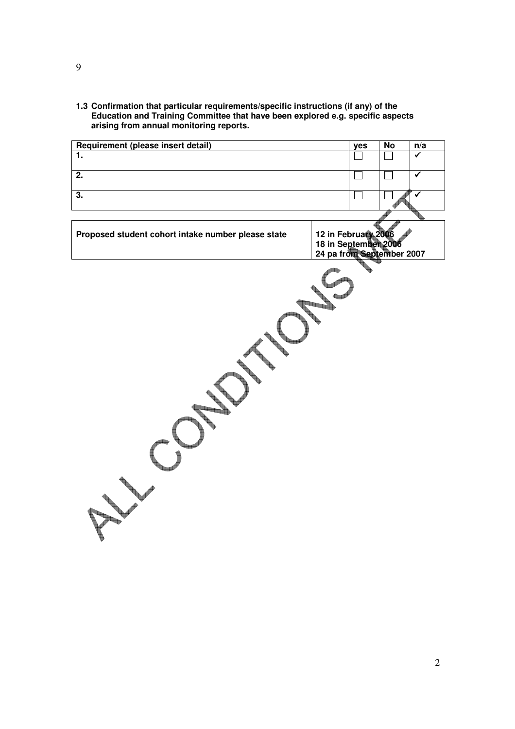**1.3 Confirmation that particular requirements/specific instructions (if any) of the Education and Training Committee that have been explored e.g. specific aspects arising from annual monitoring reports.**

| Requirement (please insert detail) | yes | No | n/a |
|---|---|---|---|
| 1. | ☐ | ☐ | ✓ |
| 2. | ☐ | ☐ | ✓ |
| 3. | ☐ | ☐ | ✓ |

| Proposed student cohort intake number please state | 12 in February 2006<br>18 in September 2006<br>24 pa from September 2007 |
|---|---|

ALL CONDITIONS MET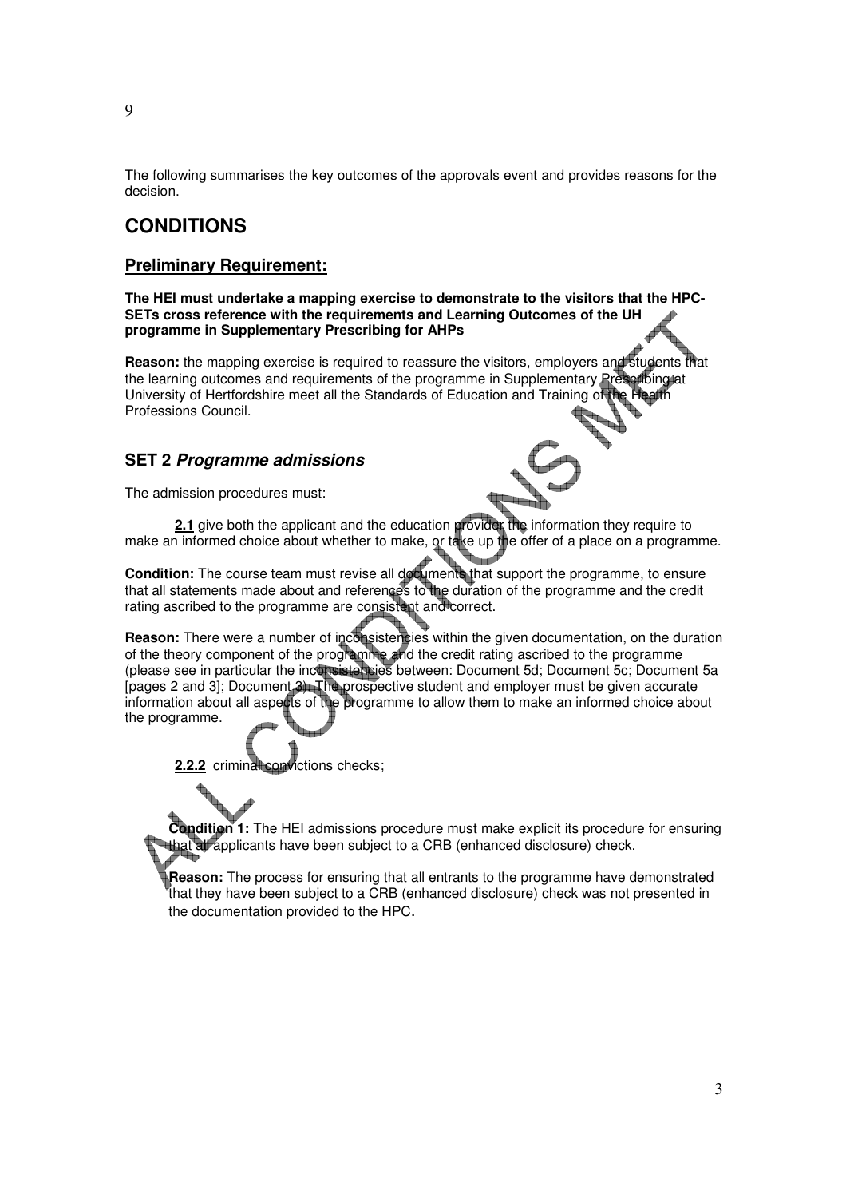The following summarises the key outcomes of the approvals event and provides reasons for the decision.

# CONDITIONS

## Preliminary Requirement:

**The HEI must undertake a mapping exercise to demonstrate to the visitors that the HPC-SETs cross reference with the requirements and Learning Outcomes of the UH programme in Supplementary Prescribing for AHPs**

**Reason:** the mapping exercise is required to reassure the visitors, employers and students that the learning outcomes and requirements of the programme in Supplementary Prescribing at University of Hertfordshire meet all the Standards of Education and Training of the Health Professions Council.

## SET 2 *Programme admissions*

The admission procedures must:

**2.1** give both the applicant and the education provider the information they require to make an informed choice about whether to make, or take up the offer of a place on a programme.

**Condition:** The course team must revise all documents that support the programme, to ensure that all statements made about and references to the duration of the programme and the credit rating ascribed to the programme are consistent and correct.

**Reason:** There were a number of inconsistencies within the given documentation, on the duration of the theory component of the programme and the credit rating ascribed to the programme (please see in particular the inconsistencies between: Document 5d; Document 5c; Document 5a [pages 2 and 3]; Document 3). The prospective student and employer must be given accurate information about all aspects of the programme to allow them to make an informed choice about the programme.

**2.2.2** criminal convictions checks;

**Condition 1:** The HEI admissions procedure must make explicit its procedure for ensuring that all applicants have been subject to a CRB (enhanced disclosure) check.

**Reason:** The process for ensuring that all entrants to the programme have demonstrated that they have been subject to a CRB (enhanced disclosure) check was not presented in the documentation provided to the HPC.

ALL CONDITIONS MET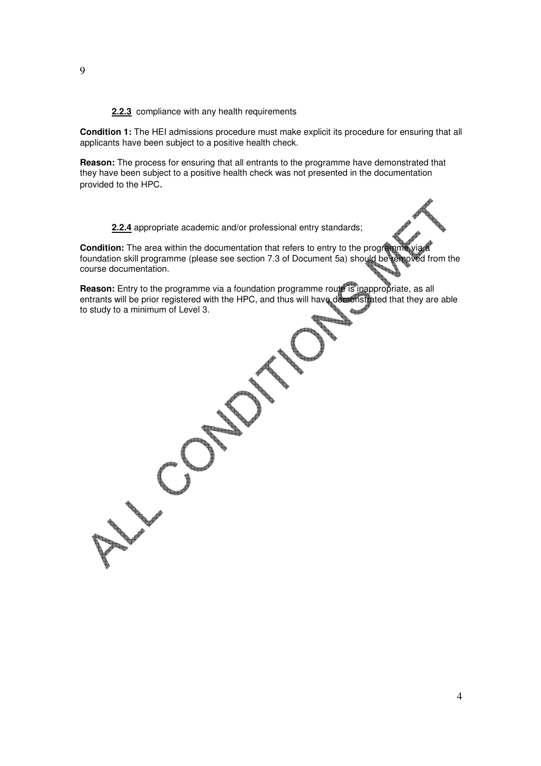**2.2.3** compliance with any health requirements

**Condition 1:** The HEI admissions procedure must make explicit its procedure for ensuring that all applicants have been subject to a positive health check.

**Reason:** The process for ensuring that all entrants to the programme have demonstrated that they have been subject to a positive health check was not presented in the documentation provided to the HPC.

**2.2.4** appropriate academic and/or professional entry standards;

**Condition:** The area within the documentation that refers to entry to the programme via a foundation skill programme (please see section 7.3 of Document 5a) should be removed from the course documentation.

**Reason:** Entry to the programme via a foundation programme route is inappropriate, as all entrants will be prior registered with the HPC, and thus will have demonstrated that they are able to study to a minimum of Level 3.

ALL CONDITIONS MET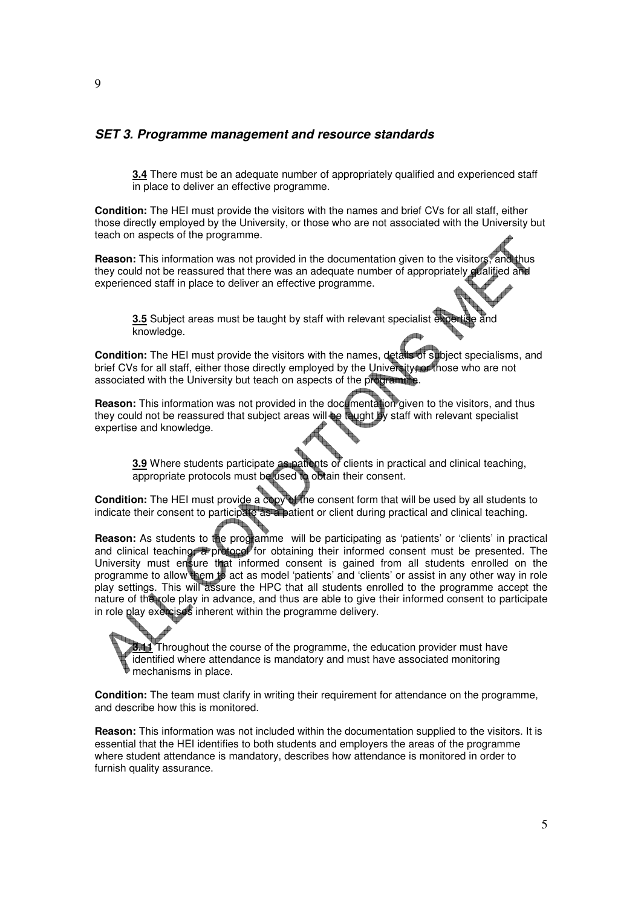## *SET 3. Programme management and resource standards*

> **3.4** There must be an adequate number of appropriately qualified and experienced staff in place to deliver an effective programme.

**Condition:** The HEI must provide the visitors with the names and brief CVs for all staff, either those directly employed by the University, or those who are not associated with the University but teach on aspects of the programme.

**Reason:** This information was not provided in the documentation given to the visitors, and thus they could not be reassured that there was an adequate number of appropriately qualified and experienced staff in place to deliver an effective programme.

> **3.5** Subject areas must be taught by staff with relevant specialist expertise and knowledge.

**Condition:** The HEI must provide the visitors with the names, details of subject specialisms, and brief CVs for all staff, either those directly employed by the University, or those who are not associated with the University but teach on aspects of the programme.

**Reason:** This information was not provided in the documentation given to the visitors, and thus they could not be reassured that subject areas will be taught by staff with relevant specialist expertise and knowledge.

> **3.9** Where students participate as patients or clients in practical and clinical teaching, appropriate protocols must be used to obtain their consent.

**Condition:** The HEI must provide a copy of the consent form that will be used by all students to indicate their consent to participate as a patient or client during practical and clinical teaching.

**Reason:** As students to the programme will be participating as 'patients' or 'clients' in practical and clinical teaching, a protocol for obtaining their informed consent must be presented. The University must ensure that informed consent is gained from all students enrolled on the programme to allow them to act as model 'patients' and 'clients' or assist in any other way in role play settings. This will assure the HPC that all students enrolled to the programme accept the nature of the role play in advance, and thus are able to give their informed consent to participate in role play exercises inherent within the programme delivery.

> **3.11** Throughout the course of the programme, the education provider must have identified where attendance is mandatory and must have associated monitoring mechanisms in place.

**Condition:** The team must clarify in writing their requirement for attendance on the programme, and describe how this is monitored.

**Reason:** This information was not included within the documentation supplied to the visitors. It is essential that the HEI identifies to both students and employers the areas of the programme where student attendance is mandatory, describes how attendance is monitored in order to furnish quality assurance.

ALL CONDITIONS MET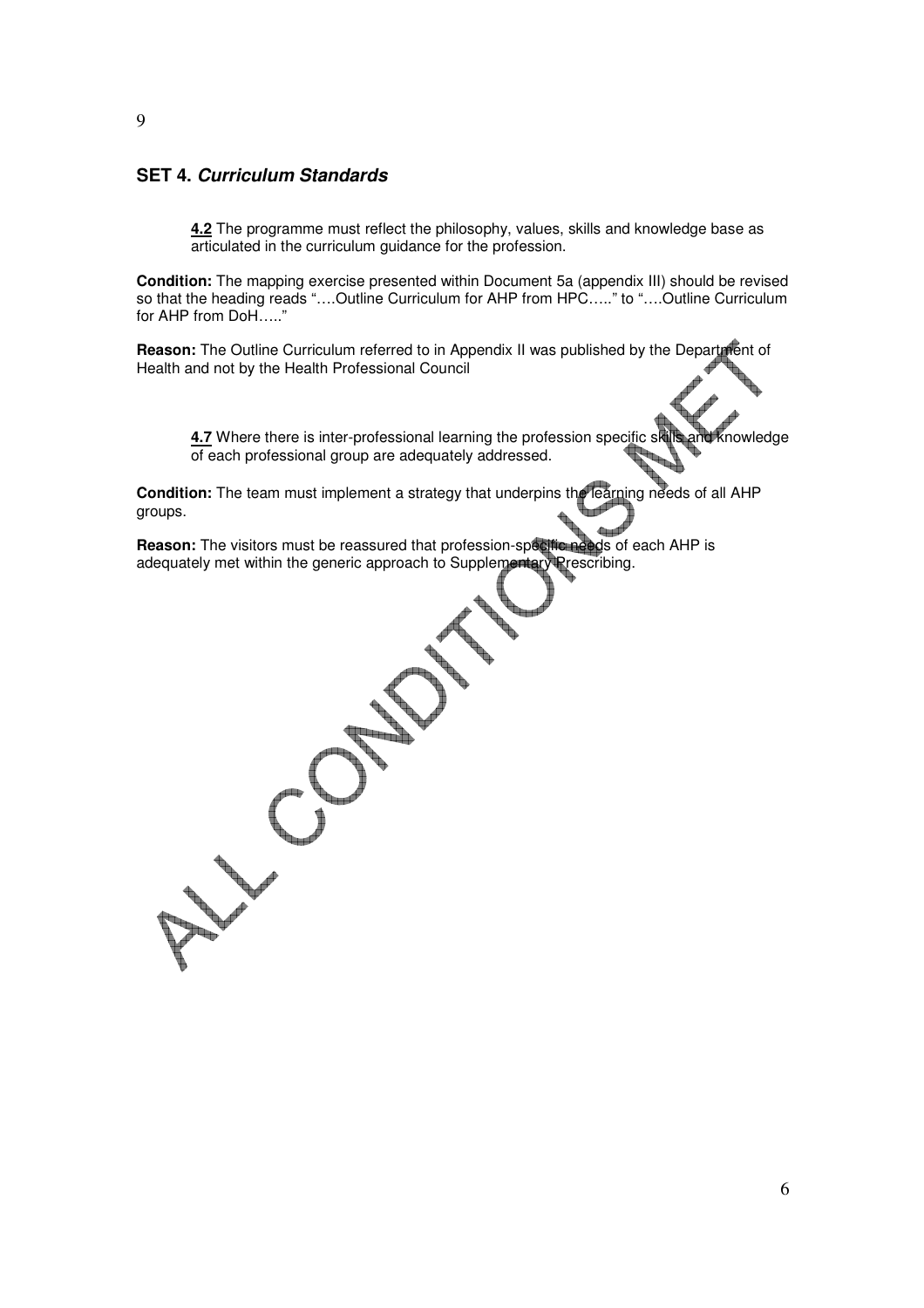## SET 4. *Curriculum Standards*

> **4.2** The programme must reflect the philosophy, values, skills and knowledge base as articulated in the curriculum guidance for the profession.

**Condition:** The mapping exercise presented within Document 5a (appendix III) should be revised so that the heading reads "….Outline Curriculum for AHP from HPC….." to "….Outline Curriculum for AHP from DoH….."

**Reason:** The Outline Curriculum referred to in Appendix II was published by the Department of Health and not by the Health Professional Council

> **4.7** Where there is inter-professional learning the profession specific skills and knowledge of each professional group are adequately addressed.

**Condition:** The team must implement a strategy that underpins the learning needs of all AHP groups.

**Reason:** The visitors must be reassured that profession-specific needs of each AHP is adequately met within the generic approach to Supplementary Prescribing.

ALL CONDITIONS MET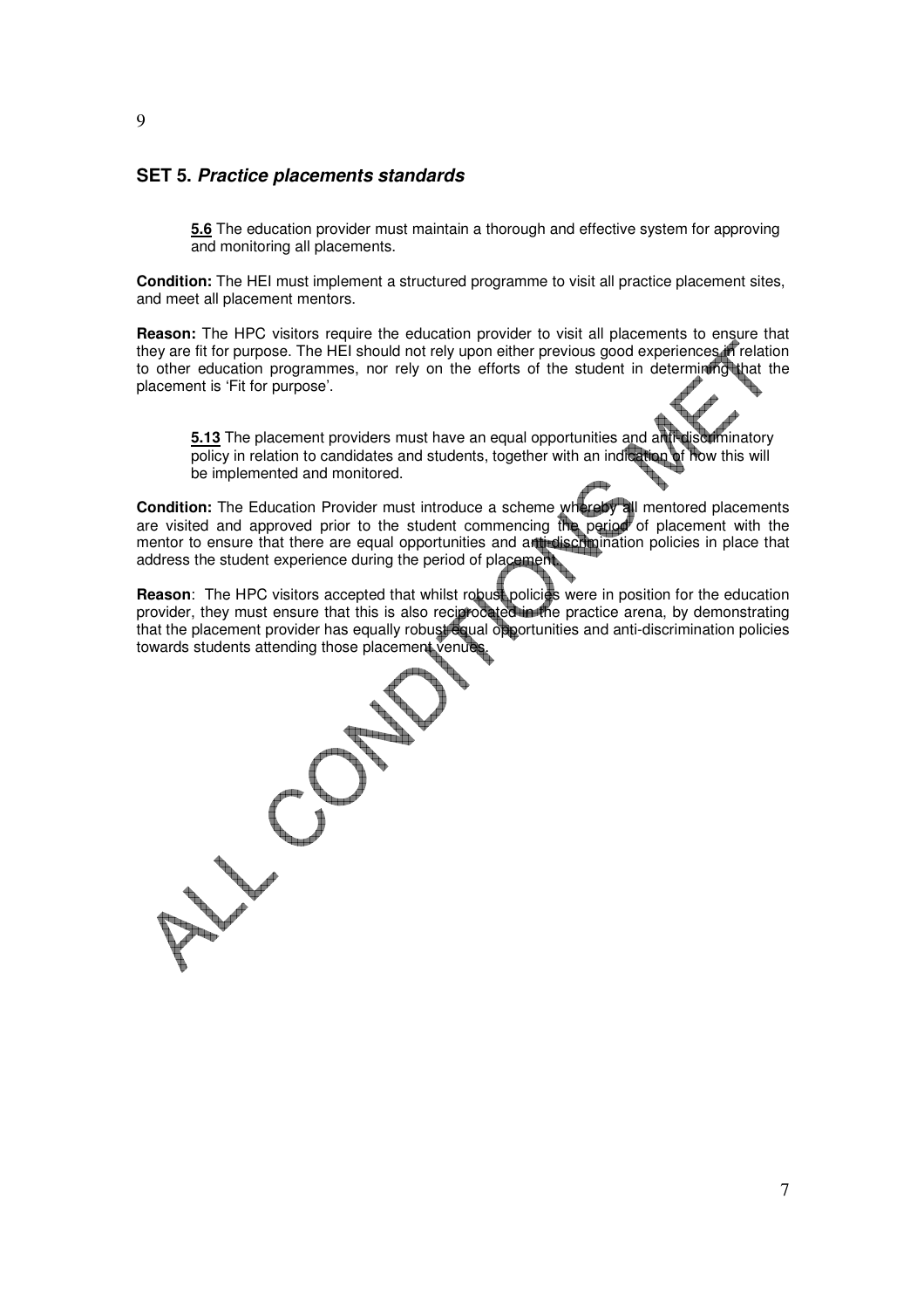## SET 5. *Practice placements standards*

> **5.6** The education provider must maintain a thorough and effective system for approving and monitoring all placements.

**Condition:** The HEI must implement a structured programme to visit all practice placement sites, and meet all placement mentors.

**Reason:** The HPC visitors require the education provider to visit all placements to ensure that they are fit for purpose. The HEI should not rely upon either previous good experiences in relation to other education programmes, nor rely on the efforts of the student in determining that the placement is 'Fit for purpose'.

> **5.13** The placement providers must have an equal opportunities and anti-discriminatory policy in relation to candidates and students, together with an indication of how this will be implemented and monitored.

**Condition:** The Education Provider must introduce a scheme whereby all mentored placements are visited and approved prior to the student commencing the period of placement with the mentor to ensure that there are equal opportunities and anti-discrimination policies in place that address the student experience during the period of placement.

**Reason**: The HPC visitors accepted that whilst robust policies were in position for the education provider, they must ensure that this is also reciprocated in the practice arena, by demonstrating that the placement provider has equally robust equal opportunities and anti-discrimination policies towards students attending those placement venues.

ALL CONDITIONS MET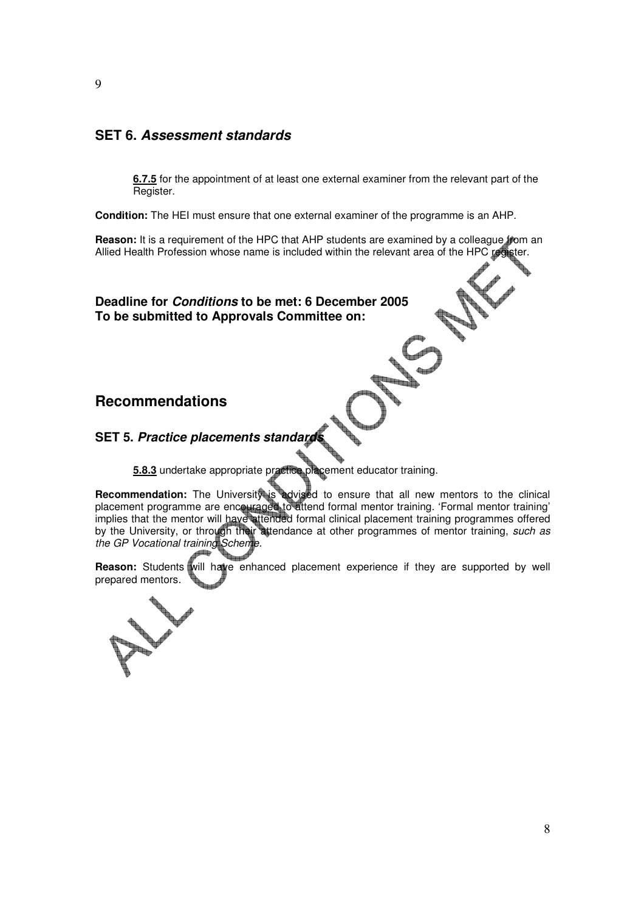## SET 6. *Assessment standards*

**6.7.5** for the appointment of at least one external examiner from the relevant part of the Register.

**Condition:** The HEI must ensure that one external examiner of the programme is an AHP.

**Reason:** It is a requirement of the HPC that AHP students are examined by a colleague from an Allied Health Profession whose name is included within the relevant area of the HPC register.

**Deadline for *Conditions* to be met: 6 December 2005**
**To be submitted to Approvals Committee on:**

# Recommendations

## SET 5. *Practice placements standards*

**5.8.3** undertake appropriate practice placement educator training.

**Recommendation:** The University is advised to ensure that all new mentors to the clinical placement programme are encouraged to attend formal mentor training. 'Formal mentor training' implies that the mentor will have attended formal clinical placement training programmes offered by the University, or through their attendance at other programmes of mentor training, *such as the GP Vocational training Scheme*.

**Reason:** Students will have enhanced placement experience if they are supported by well prepared mentors.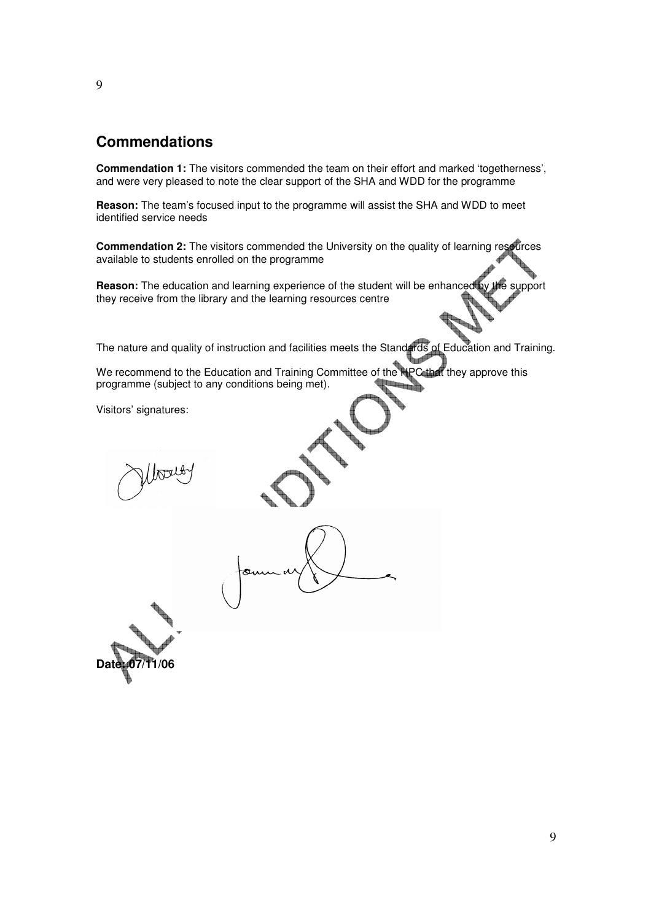## Commendations

**Commendation 1:** The visitors commended the team on their effort and marked 'togetherness', and were very pleased to note the clear support of the SHA and WDD for the programme

**Reason:** The team's focused input to the programme will assist the SHA and WDD to meet identified service needs

**Commendation 2:** The visitors commended the University on the quality of learning resources available to students enrolled on the programme

**Reason:** The education and learning experience of the student will be enhanced by the support they receive from the library and the learning resources centre

The nature and quality of instruction and facilities meets the Standards of Education and Training.

We recommend to the Education and Training Committee of the HPC that they approve this programme (subject to any conditions being met).

Visitors' signatures:

**Date: 07/11/06**

ALL CONDITIONS MET